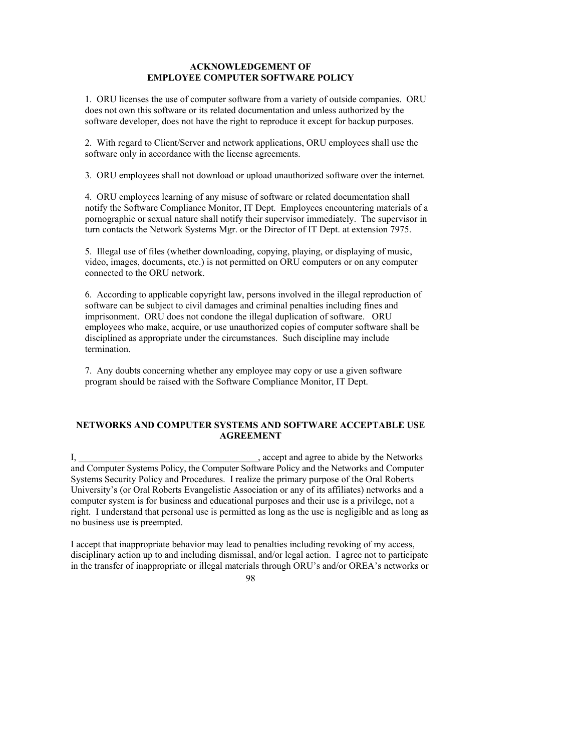## ACKNOWLEDGEMENT OF EMPLOYEE COMPUTER SOFTWARE POLICY

1. ORU licenses the use of computer software from a variety of outside companies. ORU does not own this software or its related documentation and unless authorized by the software developer, does not have the right to reproduce it except for backup purposes.

2. With regard to Client/Server and network applications, ORU employees shall use the software only in accordance with the license agreements.

3. ORU employees shall not download or upload unauthorized software over the internet.

4. ORU employees learning of any misuse of software or related documentation shall notify the Software Compliance Monitor, IT Dept. Employees encountering materials of a pornographic or sexual nature shall notify their supervisor immediately. The supervisor in turn contacts the Network Systems Mgr. or the Director of IT Dept. at extension 7975.

5. Illegal use of files (whether downloading, copying, playing, or displaying of music, video, images, documents, etc.) is not permitted on ORU computers or on any computer connected to the ORU network.

6. According to applicable copyright law, persons involved in the illegal reproduction of software can be subject to civil damages and criminal penalties including fines and imprisonment. ORU does not condone the illegal duplication of software. ORU employees who make, acquire, or use unauthorized copies of computer software shall be disciplined as appropriate under the circumstances. Such discipline may include termination.

7. Any doubts concerning whether any employee may copy or use a given software program should be raised with the Software Compliance Monitor, IT Dept.

## NETWORKS AND COMPUTER SYSTEMS AND SOFTWARE ACCEPTABLE USE AGREEMENT

I, ______________________________________, accept and agree to abide by the Networks and Computer Systems Policy, the Computer Software Policy and the Networks and Computer Systems Security Policy and Procedures. I realize the primary purpose of the Oral Roberts University's (or Oral Roberts Evangelistic Association or any of its affiliates) networks and a computer system is for business and educational purposes and their use is a privilege, not a right. I understand that personal use is permitted as long as the use is negligible and as long as no business use is preempted.

I accept that inappropriate behavior may lead to penalties including revoking of my access, disciplinary action up to and including dismissal, and/or legal action. I agree not to participate in the transfer of inappropriate or illegal materials through ORU's and/or OREA's networks or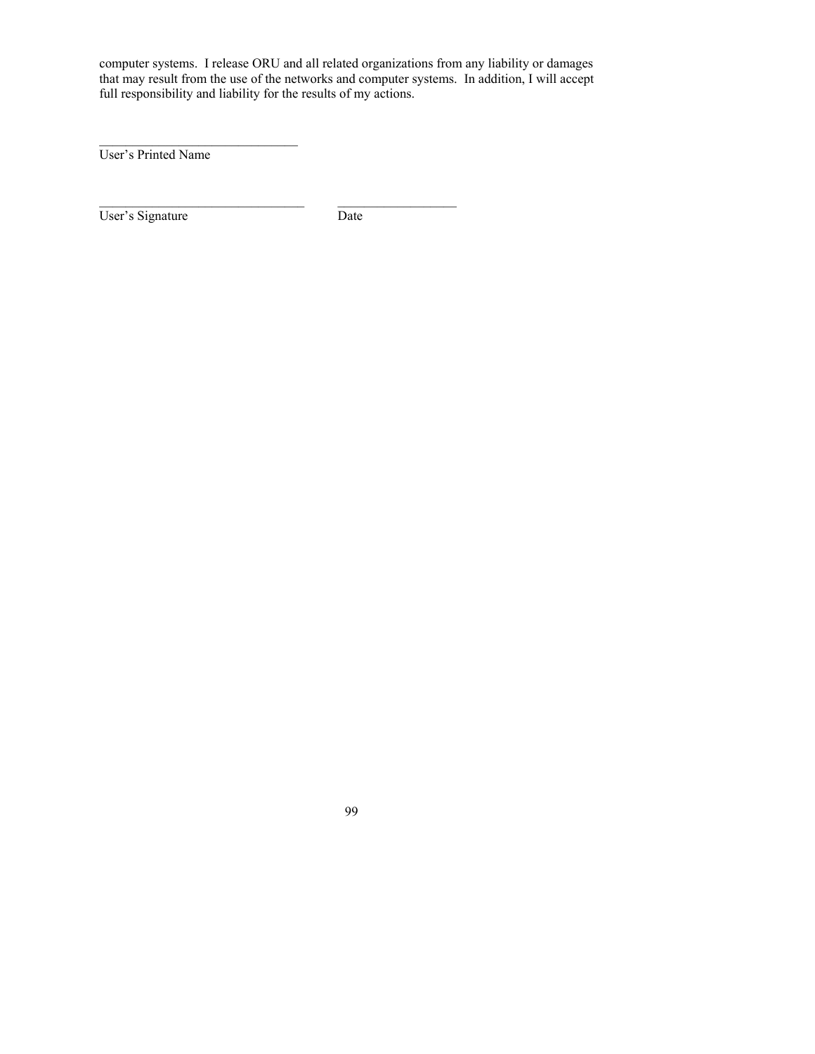computer systems. I release ORU and all related organizations from any liability or damages that may result from the use of the networks and computer systems. In addition, I will accept full responsibility and liability for the results of my actions.

_______________________________
User's Printed Name

________________________________ ___________________
User's Signature Date